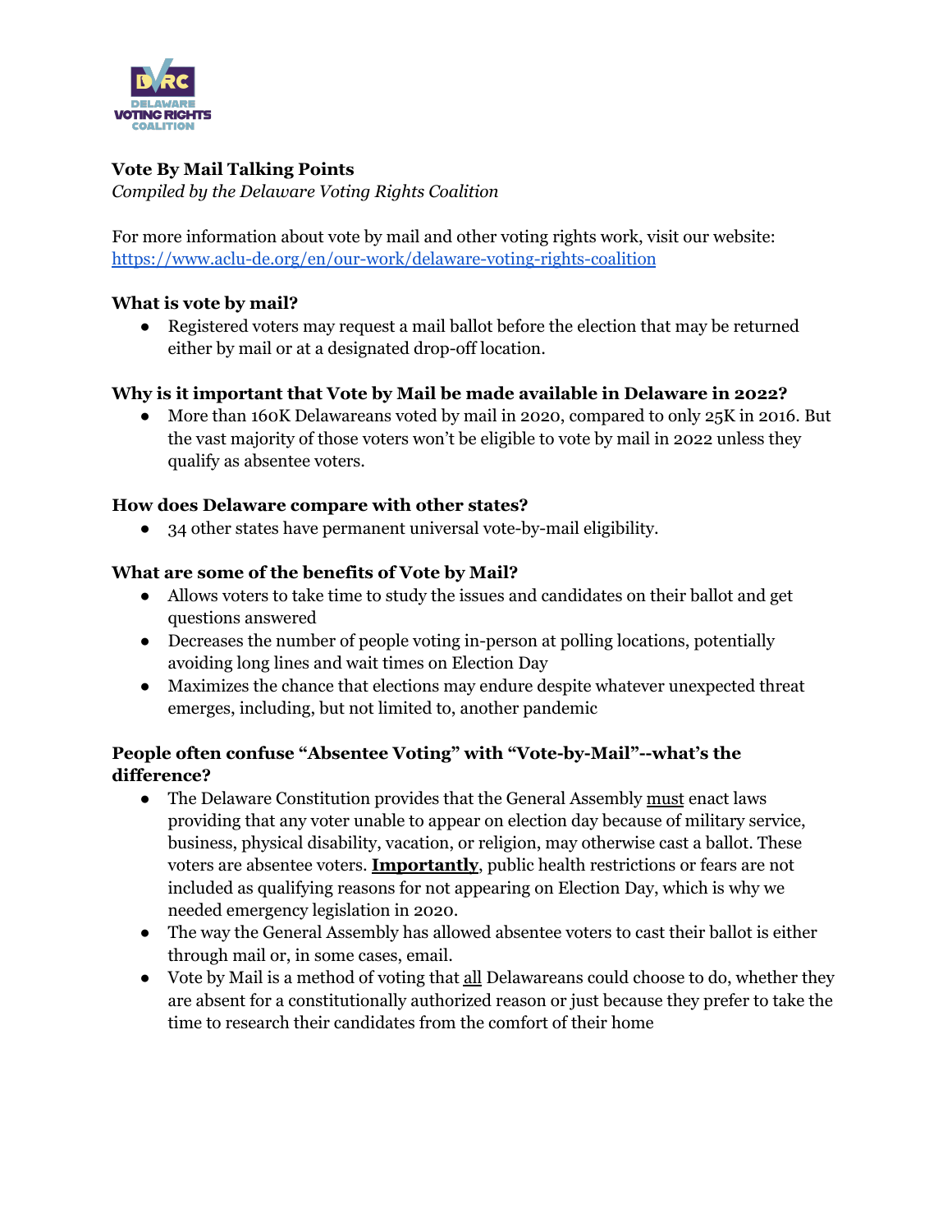**Vote By Mail Talking Points**

*Compiled by the Delaware Voting Rights Coalition*

For more information about vote by mail and other voting rights work, visit our website: https://www.aclu-de.org/en/our-work/delaware-voting-rights-coalition

**What is vote by mail?**

- Registered voters may request a mail ballot before the election that may be returned either by mail or at a designated drop-off location.

**Why is it important that Vote by Mail be made available in Delaware in 2022?**

- More than 160K Delawareans voted by mail in 2020, compared to only 25K in 2016. But the vast majority of those voters won't be eligible to vote by mail in 2022 unless they qualify as absentee voters.

**How does Delaware compare with other states?**

- 34 other states have permanent universal vote-by-mail eligibility.

**What are some of the benefits of Vote by Mail?**

- Allows voters to take time to study the issues and candidates on their ballot and get questions answered
- Decreases the number of people voting in-person at polling locations, potentially avoiding long lines and wait times on Election Day
- Maximizes the chance that elections may endure despite whatever unexpected threat emerges, including, but not limited to, another pandemic

**People often confuse "Absentee Voting" with "Vote-by-Mail"--what's the difference?**

- The Delaware Constitution provides that the General Assembly must enact laws providing that any voter unable to appear on election day because of military service, business, physical disability, vacation, or religion, may otherwise cast a ballot. These voters are absentee voters. **Importantly**, public health restrictions or fears are not included as qualifying reasons for not appearing on Election Day, which is why we needed emergency legislation in 2020.
- The way the General Assembly has allowed absentee voters to cast their ballot is either through mail or, in some cases, email.
- Vote by Mail is a method of voting that all Delawareans could choose to do, whether they are absent for a constitutionally authorized reason or just because they prefer to take the time to research their candidates from the comfort of their home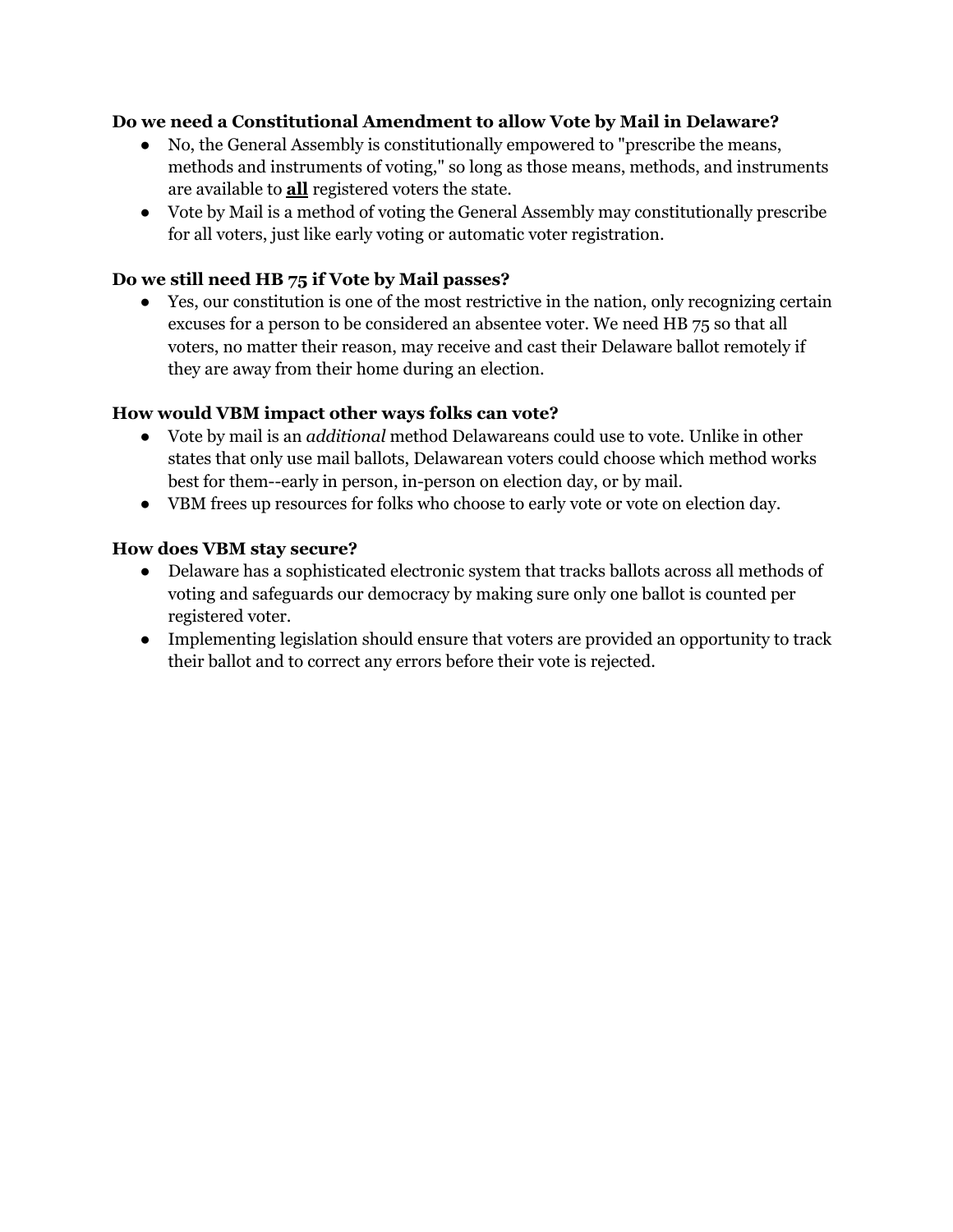**Do we need a Constitutional Amendment to allow Vote by Mail in Delaware?**

- No, the General Assembly is constitutionally empowered to "prescribe the means, methods and instruments of voting," so long as those means, methods, and instruments are available to **<u>all</u>** registered voters the state.
- Vote by Mail is a method of voting the General Assembly may constitutionally prescribe for all voters, just like early voting or automatic voter registration.

**Do we still need HB 75 if Vote by Mail passes?**

- Yes, our constitution is one of the most restrictive in the nation, only recognizing certain excuses for a person to be considered an absentee voter. We need HB 75 so that all voters, no matter their reason, may receive and cast their Delaware ballot remotely if they are away from their home during an election.

**How would VBM impact other ways folks can vote?**

- Vote by mail is an *additional* method Delawareans could use to vote. Unlike in other states that only use mail ballots, Delawarean voters could choose which method works best for them--early in person, in-person on election day, or by mail.
- VBM frees up resources for folks who choose to early vote or vote on election day.

**How does VBM stay secure?**

- Delaware has a sophisticated electronic system that tracks ballots across all methods of voting and safeguards our democracy by making sure only one ballot is counted per registered voter.
- Implementing legislation should ensure that voters are provided an opportunity to track their ballot and to correct any errors before their vote is rejected.